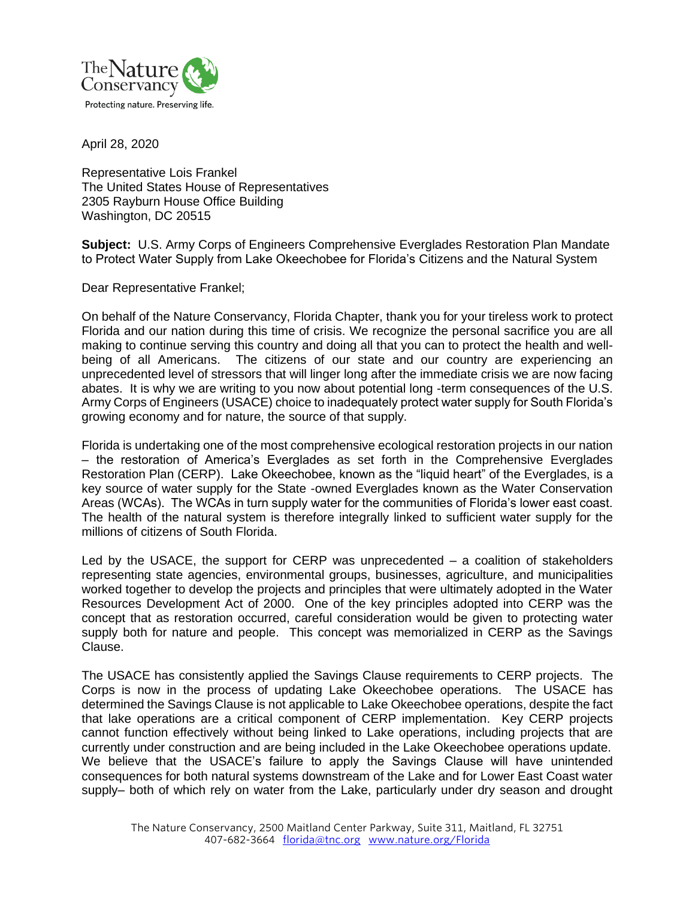The Nature Conservancy
Protecting nature. Preserving life.

April 28, 2020

Representative Lois Frankel
The United States House of Representatives
2305 Rayburn House Office Building
Washington, DC 20515

**Subject:** U.S. Army Corps of Engineers Comprehensive Everglades Restoration Plan Mandate to Protect Water Supply from Lake Okeechobee for Florida's Citizens and the Natural System

Dear Representative Frankel;

On behalf of the Nature Conservancy, Florida Chapter, thank you for your tireless work to protect Florida and our nation during this time of crisis. We recognize the personal sacrifice you are all making to continue serving this country and doing all that you can to protect the health and well-being of all Americans. The citizens of our state and our country are experiencing an unprecedented level of stressors that will linger long after the immediate crisis we are now facing abates. It is why we are writing to you now about potential long -term consequences of the U.S. Army Corps of Engineers (USACE) choice to inadequately protect water supply for South Florida's growing economy and for nature, the source of that supply.

Florida is undertaking one of the most comprehensive ecological restoration projects in our nation – the restoration of America's Everglades as set forth in the Comprehensive Everglades Restoration Plan (CERP). Lake Okeechobee, known as the "liquid heart" of the Everglades, is a key source of water supply for the State -owned Everglades known as the Water Conservation Areas (WCAs). The WCAs in turn supply water for the communities of Florida's lower east coast. The health of the natural system is therefore integrally linked to sufficient water supply for the millions of citizens of South Florida.

Led by the USACE, the support for CERP was unprecedented – a coalition of stakeholders representing state agencies, environmental groups, businesses, agriculture, and municipalities worked together to develop the projects and principles that were ultimately adopted in the Water Resources Development Act of 2000. One of the key principles adopted into CERP was the concept that as restoration occurred, careful consideration would be given to protecting water supply both for nature and people. This concept was memorialized in CERP as the Savings Clause.

The USACE has consistently applied the Savings Clause requirements to CERP projects. The Corps is now in the process of updating Lake Okeechobee operations. The USACE has determined the Savings Clause is not applicable to Lake Okeechobee operations, despite the fact that lake operations are a critical component of CERP implementation. Key CERP projects cannot function effectively without being linked to Lake operations, including projects that are currently under construction and are being included in the Lake Okeechobee operations update. We believe that the USACE's failure to apply the Savings Clause will have unintended consequences for both natural systems downstream of the Lake and for Lower East Coast water supply– both of which rely on water from the Lake, particularly under dry season and drought

The Nature Conservancy, 2500 Maitland Center Parkway, Suite 311, Maitland, FL 32751
407-682-3664 florida@tnc.org www.nature.org/Florida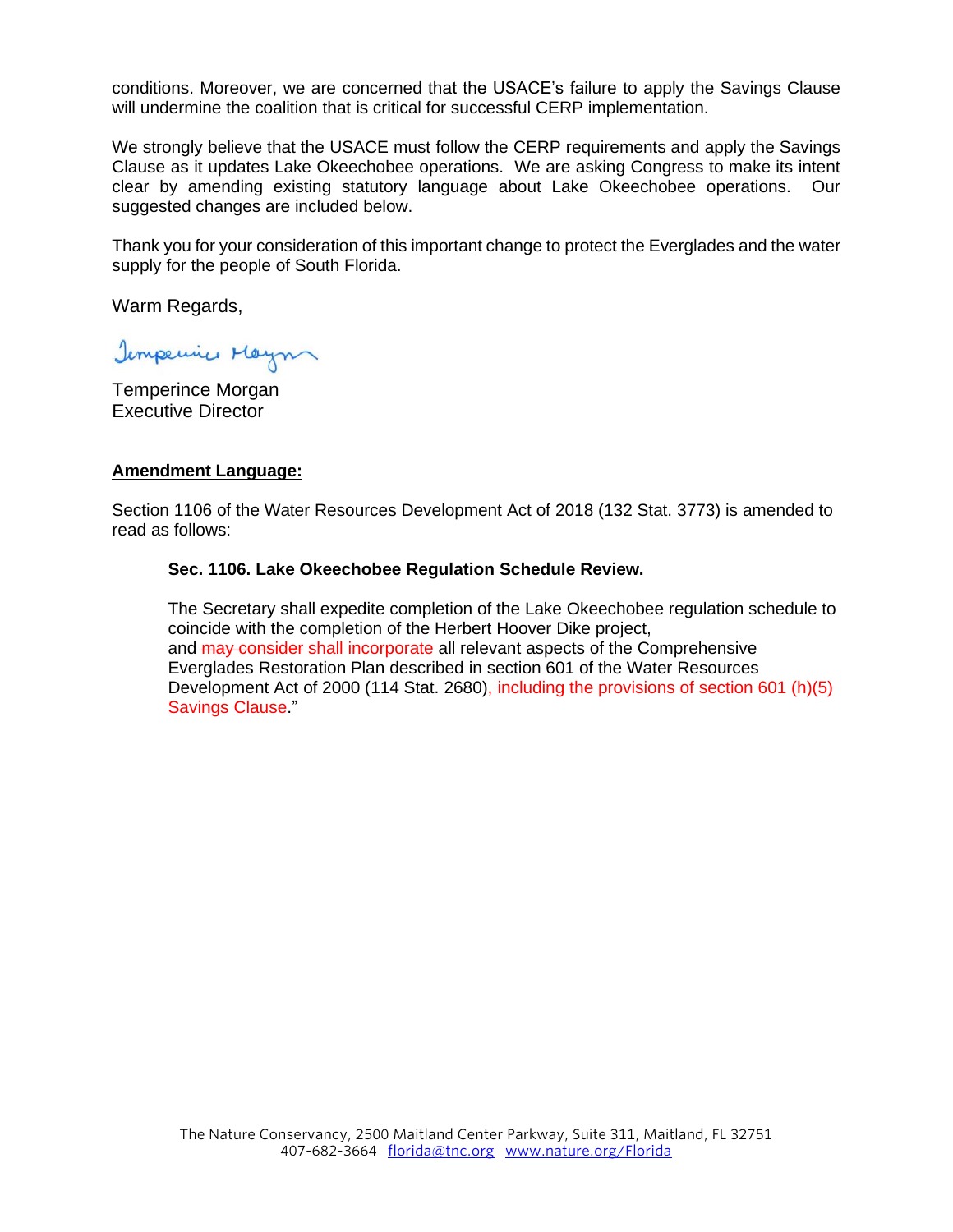conditions. Moreover, we are concerned that the USACE's failure to apply the Savings Clause will undermine the coalition that is critical for successful CERP implementation.

We strongly believe that the USACE must follow the CERP requirements and apply the Savings Clause as it updates Lake Okeechobee operations. We are asking Congress to make its intent clear by amending existing statutory language about Lake Okeechobee operations. Our suggested changes are included below.

Thank you for your consideration of this important change to protect the Everglades and the water supply for the people of South Florida.

Warm Regards,

Temperince Morgan
Executive Director

**Amendment Language:**

Section 1106 of the Water Resources Development Act of 2018 (132 Stat. 3773) is amended to read as follows:

> **Sec. 1106. Lake Okeechobee Regulation Schedule Review.**
>
> The Secretary shall expedite completion of the Lake Okeechobee regulation schedule to coincide with the completion of the Herbert Hoover Dike project, and ~~may consider~~ shall incorporate all relevant aspects of the Comprehensive Everglades Restoration Plan described in section 601 of the Water Resources Development Act of 2000 (114 Stat. 2680), including the provisions of section 601 (h)(5) Savings Clause."